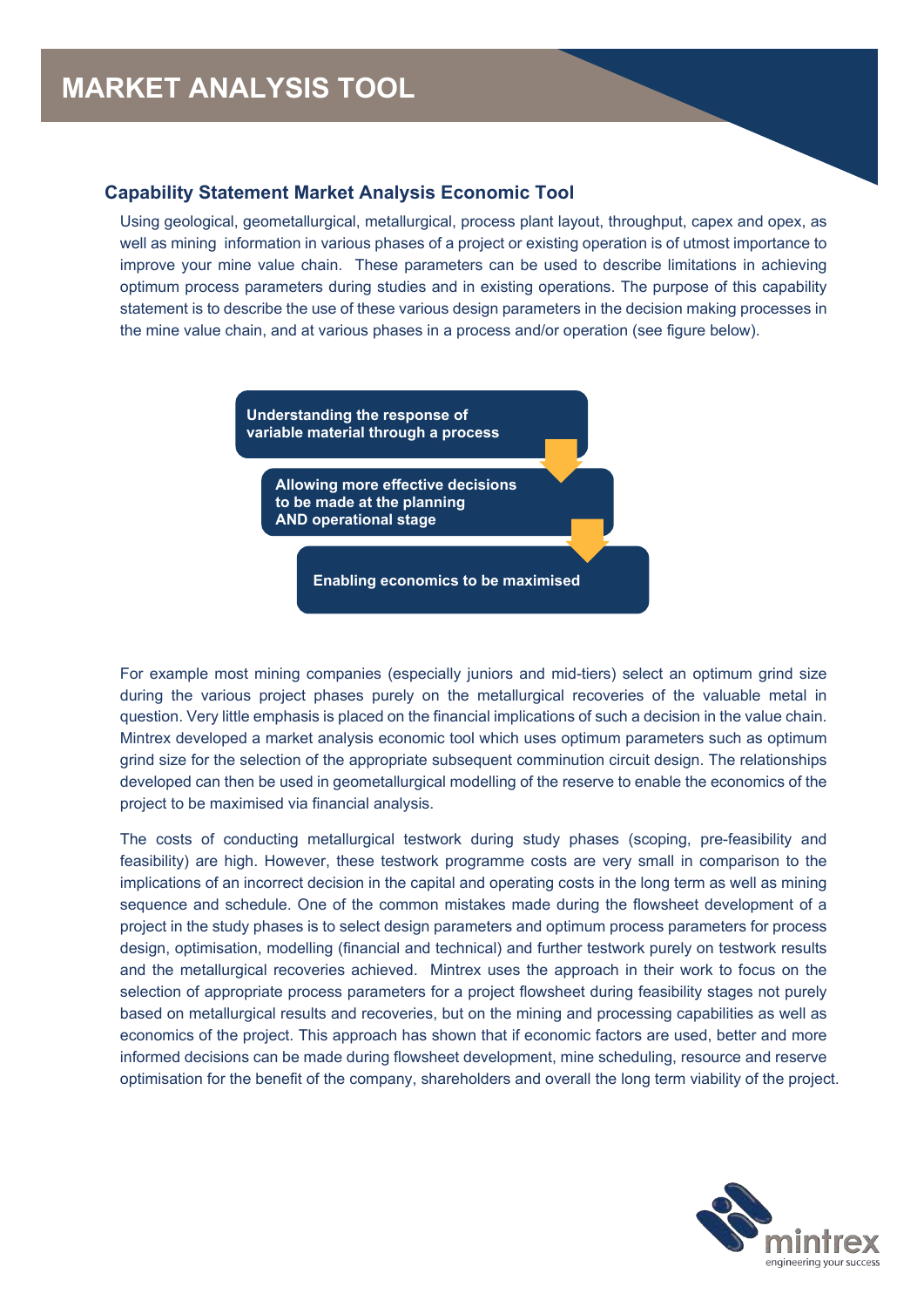# MARKET ANALYSIS TOOL

## Capability Statement Market Analysis Economic Tool

Using geological, geometallurgical, metallurgical, process plant layout, throughput, capex and opex, as well as mining information in various phases of a project or existing operation is of utmost importance to improve your mine value chain. These parameters can be used to describe limitations in achieving optimum process parameters during studies and in existing operations. The purpose of this capability statement is to describe the use of these various design parameters in the decision making processes in the mine value chain, and at various phases in a process and/or operation (see figure below).

**Understanding the response of variable material through a process**

**Allowing more effective decisions to be made at the planning AND operational stage**

**Enabling economics to be maximised**

For example most mining companies (especially juniors and mid-tiers) select an optimum grind size during the various project phases purely on the metallurgical recoveries of the valuable metal in question. Very little emphasis is placed on the financial implications of such a decision in the value chain. Mintrex developed a market analysis economic tool which uses optimum parameters such as optimum grind size for the selection of the appropriate subsequent comminution circuit design. The relationships developed can then be used in geometallurgical modelling of the reserve to enable the economics of the project to be maximised via financial analysis.

The costs of conducting metallurgical testwork during study phases (scoping, pre-feasibility and feasibility) are high. However, these testwork programme costs are very small in comparison to the implications of an incorrect decision in the capital and operating costs in the long term as well as mining sequence and schedule. One of the common mistakes made during the flowsheet development of a project in the study phases is to select design parameters and optimum process parameters for process design, optimisation, modelling (financial and technical) and further testwork purely on testwork results and the metallurgical recoveries achieved. Mintrex uses the approach in their work to focus on the selection of appropriate process parameters for a project flowsheet during feasibility stages not purely based on metallurgical results and recoveries, but on the mining and processing capabilities as well as economics of the project. This approach has shown that if economic factors are used, better and more informed decisions can be made during flowsheet development, mine scheduling, resource and reserve optimisation for the benefit of the company, shareholders and overall the long term viability of the project.

mintrex
engineering your success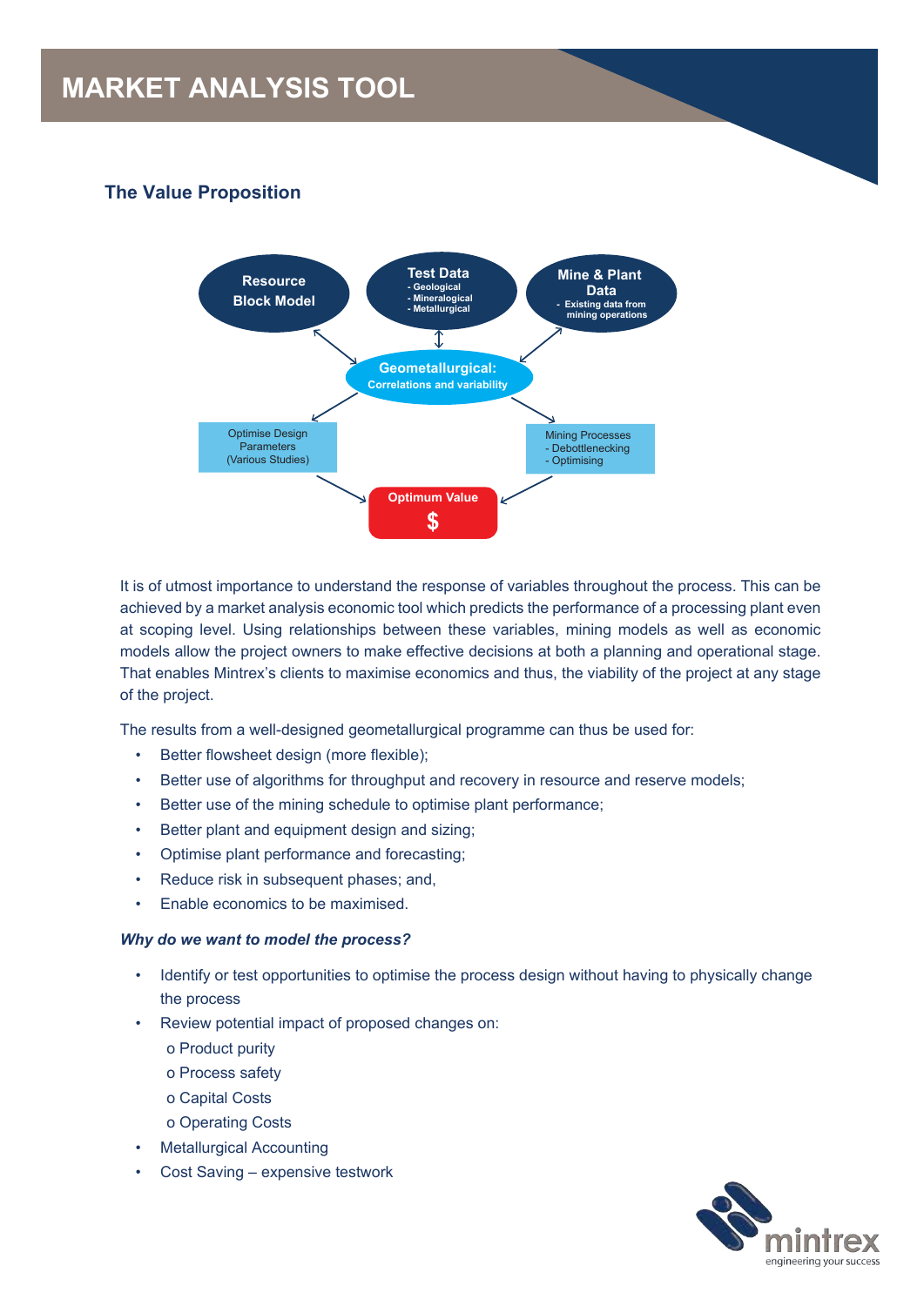# MARKET ANALYSIS TOOL

## The Value Proposition

Resource Block Model

Test Data
- Geological
- Mineralogical
- Metallurgical

Mine & Plant Data
- Existing data from mining operations

Geometallurgical: Correlations and variability

Optimise Design Parameters (Various Studies)

Mining Processes
- Debottlenecking
- Optimising

Optimum Value $

It is of utmost importance to understand the response of variables throughout the process. This can be achieved by a market analysis economic tool which predicts the performance of a processing plant even at scoping level. Using relationships between these variables, mining models as well as economic models allow the project owners to make effective decisions at both a planning and operational stage. That enables Mintrex's clients to maximise economics and thus, the viability of the project at any stage of the project.

The results from a well-designed geometallurgical programme can thus be used for:

- Better flowsheet design (more flexible);
- Better use of algorithms for throughput and recovery in resource and reserve models;
- Better use of the mining schedule to optimise plant performance;
- Better plant and equipment design and sizing;
- Optimise plant performance and forecasting;
- Reduce risk in subsequent phases; and,
- Enable economics to be maximised.

***Why do we want to model the process?***

- Identify or test opportunities to optimise the process design without having to physically change the process
- Review potential impact of proposed changes on:
  - Product purity
  - Process safety
  - Capital Costs
  - Operating Costs
- Metallurgical Accounting
- Cost Saving – expensive testwork

mintrex
engineering your success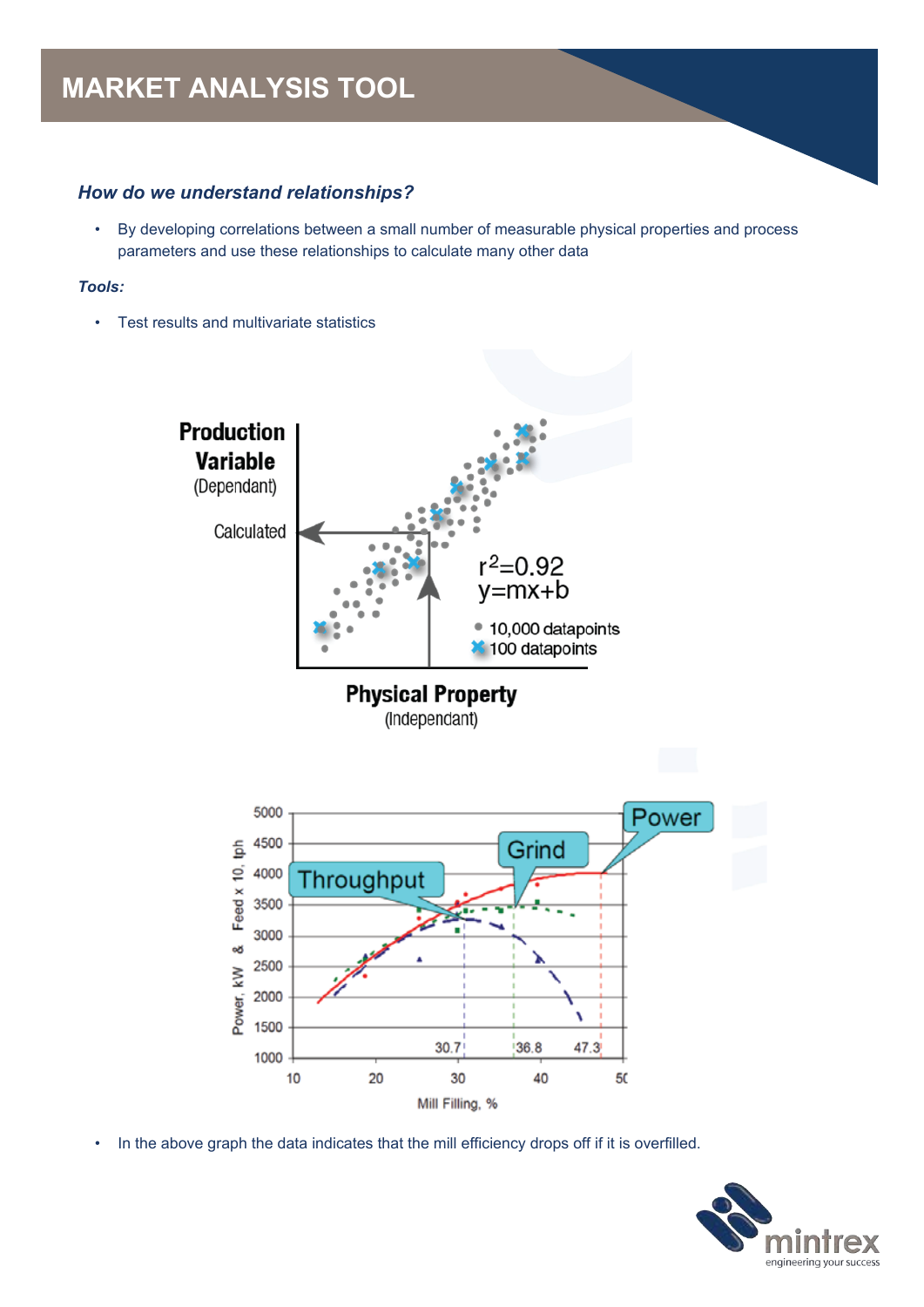# MARKET ANALYSIS TOOL

### *How do we understand relationships?*

- By developing correlations between a small number of measurable physical properties and process parameters and use these relationships to calculate many other data

***Tools:***

- Test results and multivariate statistics

**Production Variable**
(Dependant)
Calculated
$r^2=0.92$
$y=mx+b$
10,000 datapoints
100 datapoints
**Physical Property**
(Independant)

Power, kW & Feed x 10, tph
5000
4500
4000
3500
3000
2500
2000
1500
1000
Throughput
Grind
Power
30.7
36.8
47.3
10
20
30
40
50
Mill Filling, %

- In the above graph the data indicates that the mill efficiency drops off if it is overfilled.